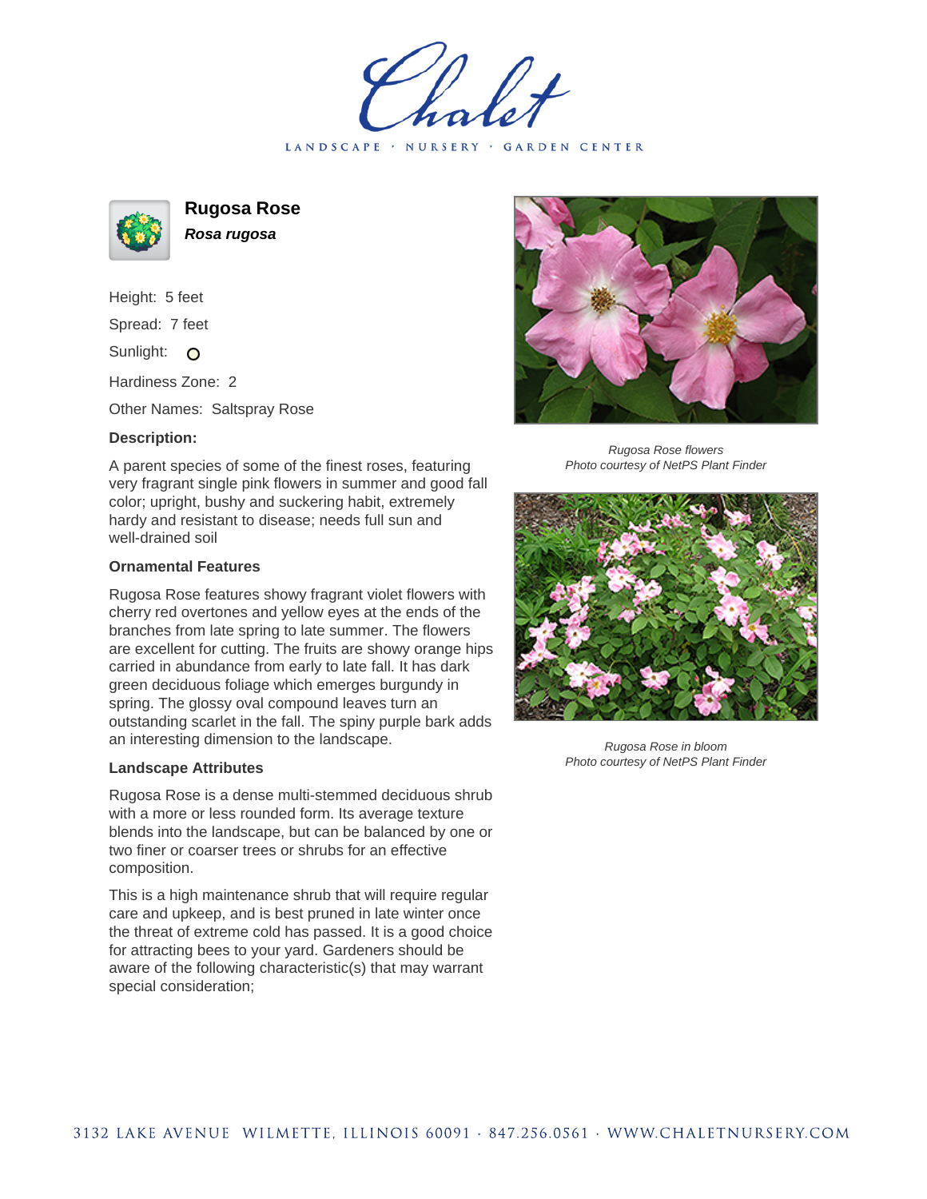# Chalet

LANDSCAPE · NURSERY · GARDEN CENTER

## Rugosa Rose

***Rosa rugosa***

Height: 5 feet

Spread: 7 feet

Sunlight: O

Hardiness Zone: 2

Other Names: Saltspray Rose

**Description:**

A parent species of some of the finest roses, featuring very fragrant single pink flowers in summer and good fall color; upright, bushy and suckering habit, extremely hardy and resistant to disease; needs full sun and well-drained soil

### Ornamental Features

Rugosa Rose features showy fragrant violet flowers with cherry red overtones and yellow eyes at the ends of the branches from late spring to late summer. The flowers are excellent for cutting. The fruits are showy orange hips carried in abundance from early to late fall. It has dark green deciduous foliage which emerges burgundy in spring. The glossy oval compound leaves turn an outstanding scarlet in the fall. The spiny purple bark adds an interesting dimension to the landscape.

### Landscape Attributes

Rugosa Rose is a dense multi-stemmed deciduous shrub with a more or less rounded form. Its average texture blends into the landscape, but can be balanced by one or two finer or coarser trees or shrubs for an effective composition.

This is a high maintenance shrub that will require regular care and upkeep, and is best pruned in late winter once the threat of extreme cold has passed. It is a good choice for attracting bees to your yard. Gardeners should be aware of the following characteristic(s) that may warrant special consideration;

*Rugosa Rose flowers*
*Photo courtesy of NetPS Plant Finder*

*Rugosa Rose in bloom*
*Photo courtesy of NetPS Plant Finder*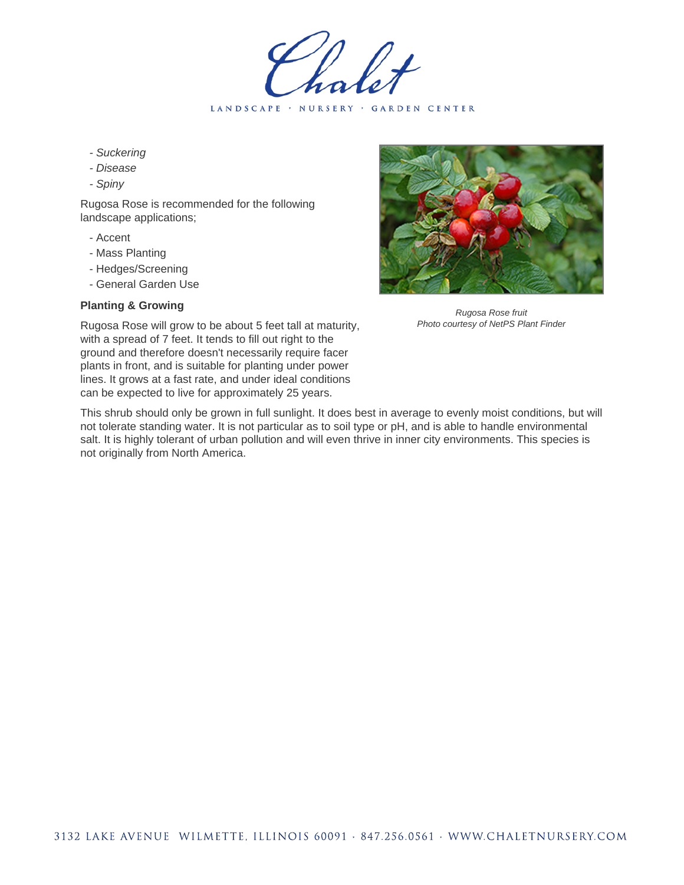- *Suckering*
- *Disease*
- *Spiny*

Rugosa Rose is recommended for the following landscape applications;

- Accent
- Mass Planting
- Hedges/Screening
- General Garden Use

*Rugosa Rose fruit*
*Photo courtesy of NetPS Plant Finder*

**Planting & Growing**

Rugosa Rose will grow to be about 5 feet tall at maturity, with a spread of 7 feet. It tends to fill out right to the ground and therefore doesn't necessarily require facer plants in front, and is suitable for planting under power lines. It grows at a fast rate, and under ideal conditions can be expected to live for approximately 25 years.

This shrub should only be grown in full sunlight. It does best in average to evenly moist conditions, but will not tolerate standing water. It is not particular as to soil type or pH, and is able to handle environmental salt. It is highly tolerant of urban pollution and will even thrive in inner city environments. This species is not originally from North America.